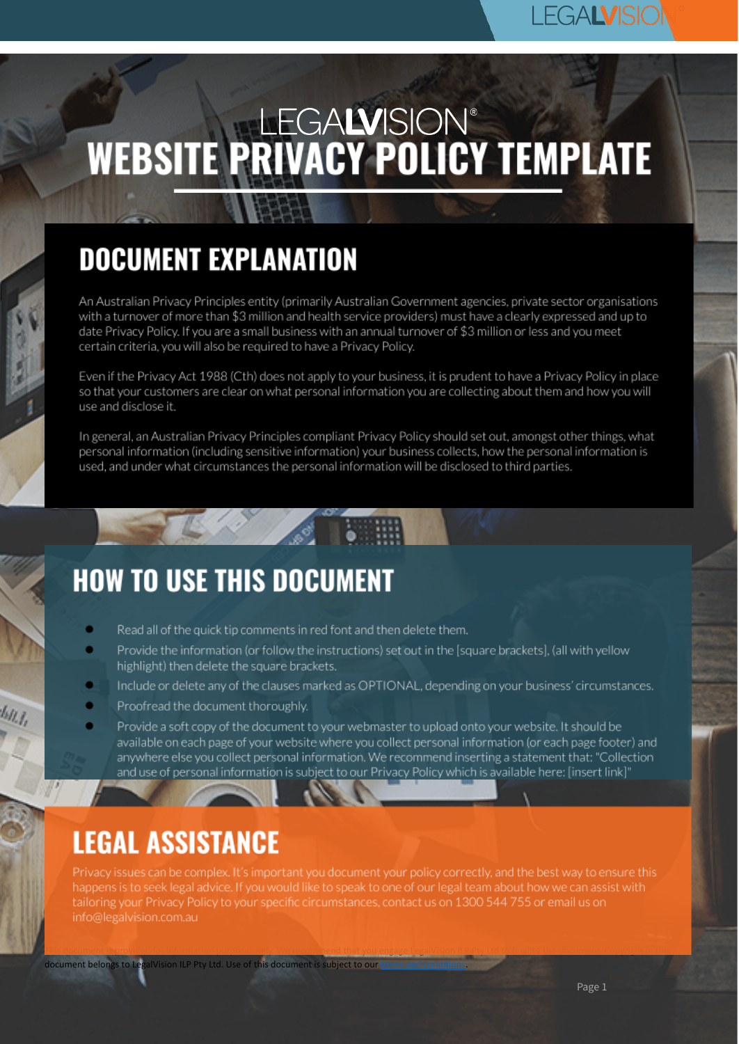# LEGALVISION® WEBSITE PRIVACY POLICY TEMPLATE

## DOCUMENT EXPLANATION

An Australian Privacy Principles entity (primarily Australian Government agencies, private sector organisations with a turnover of more than $3 million and health service providers) must have a clearly expressed and up to date Privacy Policy. If you are a small business with an annual turnover of $3 million or less and you meet certain criteria, you will also be required to have a Privacy Policy.

Even if the Privacy Act 1988 (Cth) does not apply to your business, it is prudent to have a Privacy Policy in place so that your customers are clear on what personal information you are collecting about them and how you will use and disclose it.

In general, an Australian Privacy Principles compliant Privacy Policy should set out, amongst other things, what personal information (including sensitive information) your business collects, how the personal information is used, and under what circumstances the personal information will be disclosed to third parties.

## HOW TO USE THIS DOCUMENT

- Read all of the quick tip comments in red font and then delete them.
- Provide the information (or follow the instructions) set out in the [square brackets], (all with yellow highlight) then delete the square brackets.
- Include or delete any of the clauses marked as OPTIONAL, depending on your business' circumstances.
- Proofread the document thoroughly.
- Provide a soft copy of the document to your webmaster to upload onto your website. It should be available on each page of your website where you collect personal information (or each page footer) and anywhere else you collect personal information. We recommend inserting a statement that: "Collection and use of personal information is subject to our Privacy Policy which is available here: [insert link]"

## LEGAL ASSISTANCE

Privacy issues can be complex. It's important you document your policy correctly, and the best way to ensure this happens is to seek legal advice. If you would like to speak to one of our legal team about how we can assist with tailoring your Privacy Policy to your specific circumstances, contact us on 1300 544 755 or email us on info@legalvision.com.au

document belongs to LegalVision ILP Pty Ltd. Use of this document is subject to our Terms and Conditions.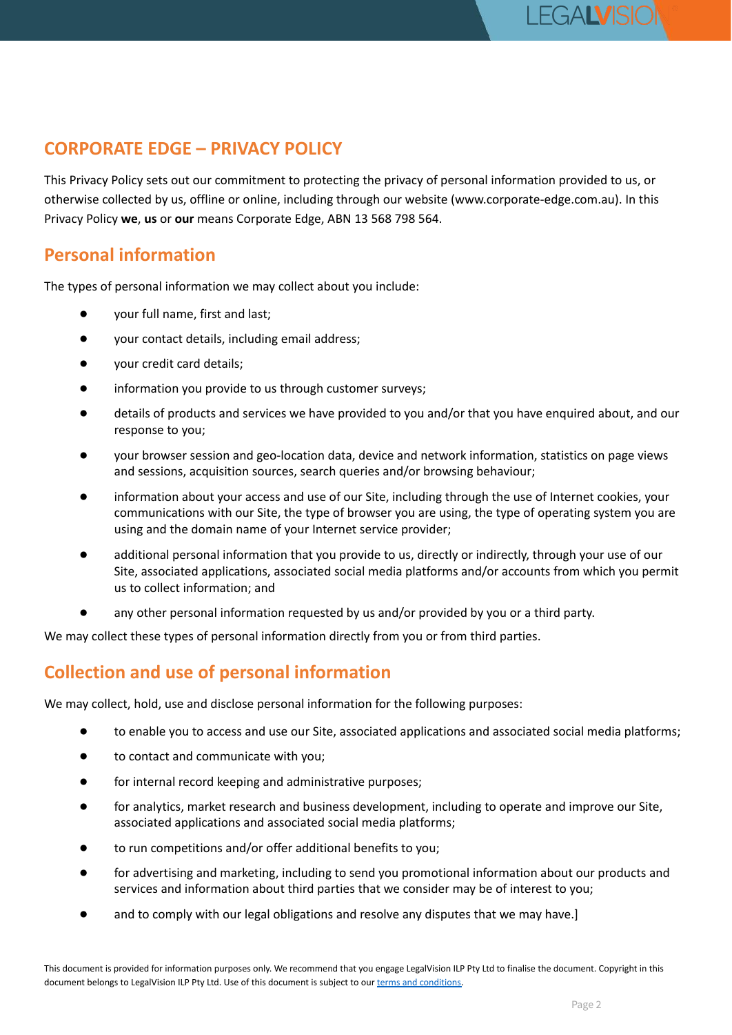# CORPORATE EDGE – PRIVACY POLICY

This Privacy Policy sets out our commitment to protecting the privacy of personal information provided to us, or otherwise collected by us, offline or online, including through our website (www.corporate-edge.com.au). In this Privacy Policy **we**, **us** or **our** means Corporate Edge, ABN 13 568 798 564.

## Personal information

The types of personal information we may collect about you include:

- your full name, first and last;
- your contact details, including email address;
- your credit card details;
- information you provide to us through customer surveys;
- details of products and services we have provided to you and/or that you have enquired about, and our response to you;
- your browser session and geo-location data, device and network information, statistics on page views and sessions, acquisition sources, search queries and/or browsing behaviour;
- information about your access and use of our Site, including through the use of Internet cookies, your communications with our Site, the type of browser you are using, the type of operating system you are using and the domain name of your Internet service provider;
- additional personal information that you provide to us, directly or indirectly, through your use of our Site, associated applications, associated social media platforms and/or accounts from which you permit us to collect information; and
- any other personal information requested by us and/or provided by you or a third party.

We may collect these types of personal information directly from you or from third parties.

## Collection and use of personal information

We may collect, hold, use and disclose personal information for the following purposes:

- to enable you to access and use our Site, associated applications and associated social media platforms;
- to contact and communicate with you;
- for internal record keeping and administrative purposes;
- for analytics, market research and business development, including to operate and improve our Site, associated applications and associated social media platforms;
- to run competitions and/or offer additional benefits to you;
- for advertising and marketing, including to send you promotional information about our products and services and information about third parties that we consider may be of interest to you;
- and to comply with our legal obligations and resolve any disputes that we may have.]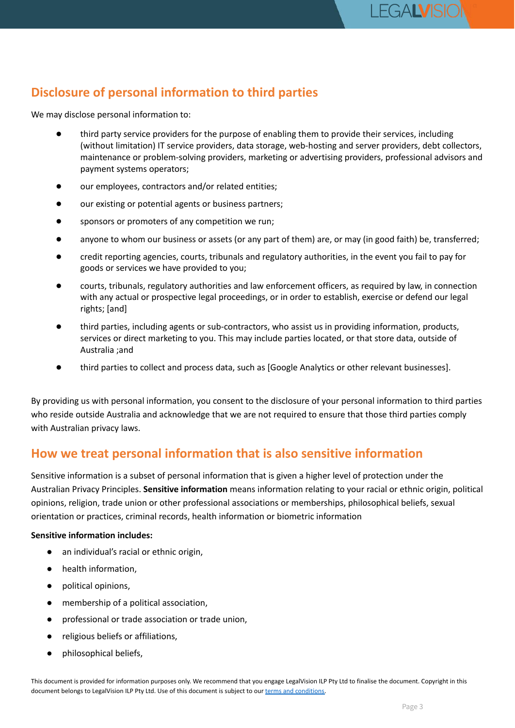## Disclosure of personal information to third parties

We may disclose personal information to:

- third party service providers for the purpose of enabling them to provide their services, including (without limitation) IT service providers, data storage, web-hosting and server providers, debt collectors, maintenance or problem-solving providers, marketing or advertising providers, professional advisors and payment systems operators;
- our employees, contractors and/or related entities;
- our existing or potential agents or business partners;
- sponsors or promoters of any competition we run;
- anyone to whom our business or assets (or any part of them) are, or may (in good faith) be, transferred;
- credit reporting agencies, courts, tribunals and regulatory authorities, in the event you fail to pay for goods or services we have provided to you;
- courts, tribunals, regulatory authorities and law enforcement officers, as required by law, in connection with any actual or prospective legal proceedings, or in order to establish, exercise or defend our legal rights; [and]
- third parties, including agents or sub-contractors, who assist us in providing information, products, services or direct marketing to you. This may include parties located, or that store data, outside of Australia ;and
- third parties to collect and process data, such as [Google Analytics or other relevant businesses].

By providing us with personal information, you consent to the disclosure of your personal information to third parties who reside outside Australia and acknowledge that we are not required to ensure that those third parties comply with Australian privacy laws.

## How we treat personal information that is also sensitive information

Sensitive information is a subset of personal information that is given a higher level of protection under the Australian Privacy Principles. **Sensitive information** means information relating to your racial or ethnic origin, political opinions, religion, trade union or other professional associations or memberships, philosophical beliefs, sexual orientation or practices, criminal records, health information or biometric information

**Sensitive information includes:**

- an individual's racial or ethnic origin,
- health information,
- political opinions,
- membership of a political association,
- professional or trade association or trade union,
- religious beliefs or affiliations,
- philosophical beliefs,

This document is provided for information purposes only. We recommend that you engage LegalVision ILP Pty Ltd to finalise the document. Copyright in this document belongs to LegalVision ILP Pty Ltd. Use of this document is subject to our terms and conditions.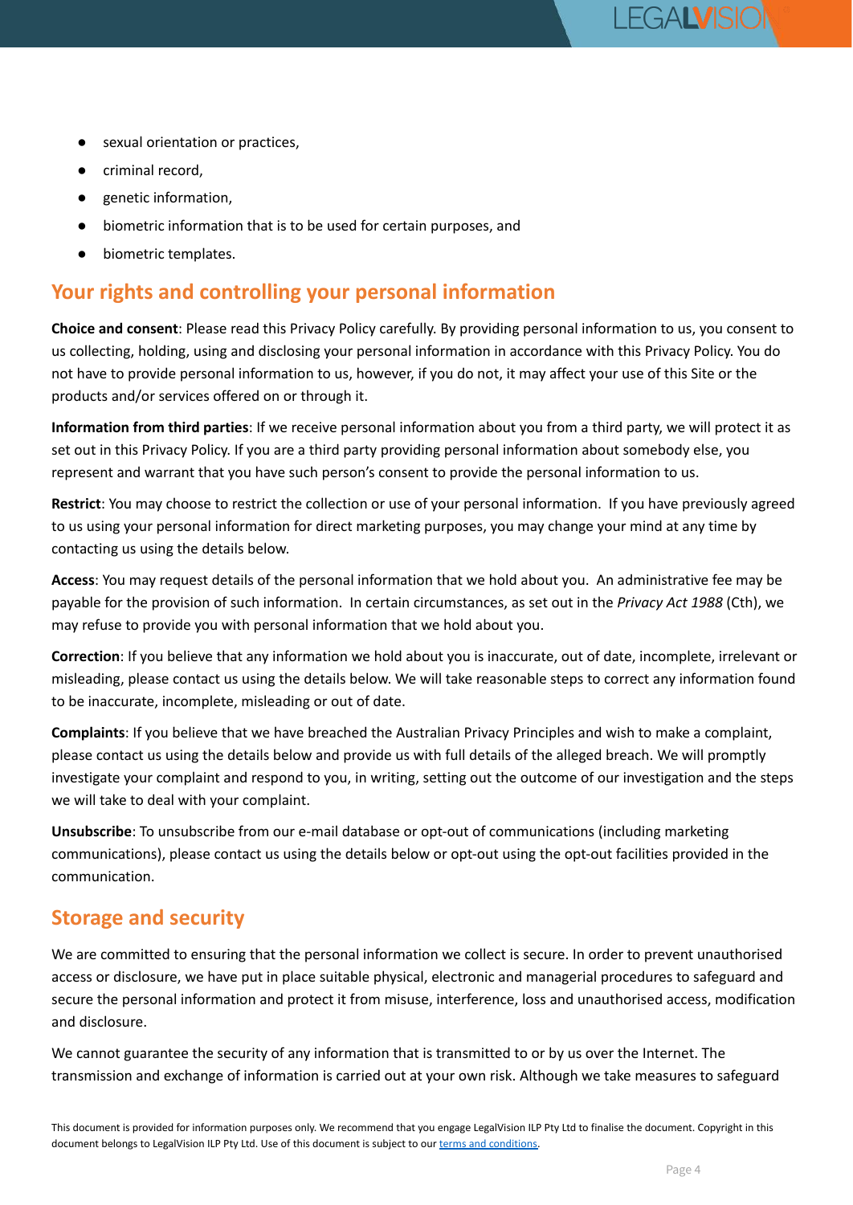- sexual orientation or practices,
- criminal record,
- genetic information,
- biometric information that is to be used for certain purposes, and
- biometric templates.

## Your rights and controlling your personal information

**Choice and consent**: Please read this Privacy Policy carefully. By providing personal information to us, you consent to us collecting, holding, using and disclosing your personal information in accordance with this Privacy Policy. You do not have to provide personal information to us, however, if you do not, it may affect your use of this Site or the products and/or services offered on or through it.

**Information from third parties**: If we receive personal information about you from a third party, we will protect it as set out in this Privacy Policy. If you are a third party providing personal information about somebody else, you represent and warrant that you have such person's consent to provide the personal information to us.

**Restrict**: You may choose to restrict the collection or use of your personal information. If you have previously agreed to us using your personal information for direct marketing purposes, you may change your mind at any time by contacting us using the details below.

**Access**: You may request details of the personal information that we hold about you. An administrative fee may be payable for the provision of such information. In certain circumstances, as set out in the *Privacy Act 1988* (Cth), we may refuse to provide you with personal information that we hold about you.

**Correction**: If you believe that any information we hold about you is inaccurate, out of date, incomplete, irrelevant or misleading, please contact us using the details below. We will take reasonable steps to correct any information found to be inaccurate, incomplete, misleading or out of date.

**Complaints**: If you believe that we have breached the Australian Privacy Principles and wish to make a complaint, please contact us using the details below and provide us with full details of the alleged breach. We will promptly investigate your complaint and respond to you, in writing, setting out the outcome of our investigation and the steps we will take to deal with your complaint.

**Unsubscribe**: To unsubscribe from our e-mail database or opt-out of communications (including marketing communications), please contact us using the details below or opt-out using the opt-out facilities provided in the communication.

## Storage and security

We are committed to ensuring that the personal information we collect is secure. In order to prevent unauthorised access or disclosure, we have put in place suitable physical, electronic and managerial procedures to safeguard and secure the personal information and protect it from misuse, interference, loss and unauthorised access, modification and disclosure.

We cannot guarantee the security of any information that is transmitted to or by us over the Internet. The transmission and exchange of information is carried out at your own risk. Although we take measures to safeguard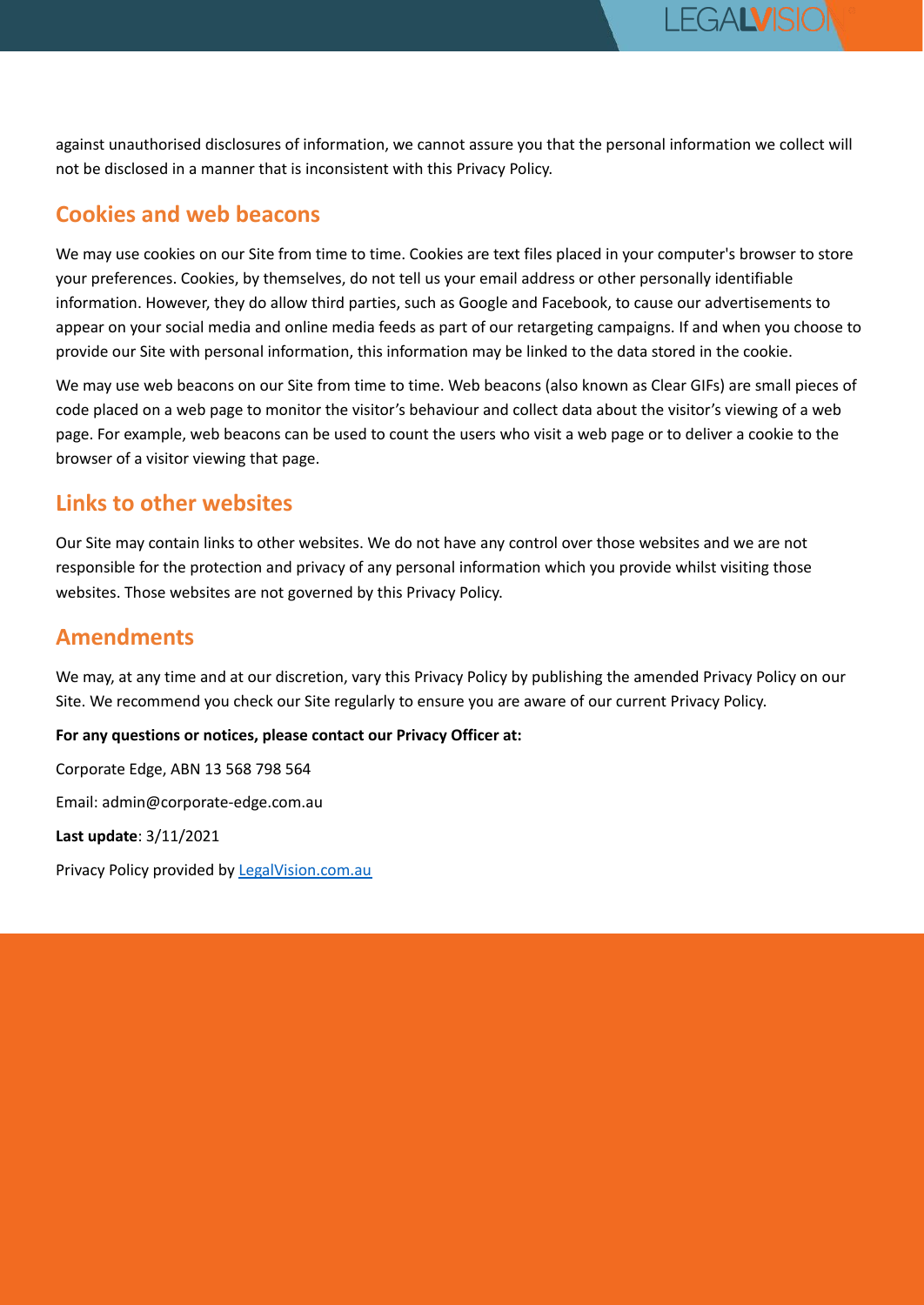against unauthorised disclosures of information, we cannot assure you that the personal information we collect will not be disclosed in a manner that is inconsistent with this Privacy Policy.

## Cookies and web beacons

We may use cookies on our Site from time to time. Cookies are text files placed in your computer's browser to store your preferences. Cookies, by themselves, do not tell us your email address or other personally identifiable information. However, they do allow third parties, such as Google and Facebook, to cause our advertisements to appear on your social media and online media feeds as part of our retargeting campaigns. If and when you choose to provide our Site with personal information, this information may be linked to the data stored in the cookie.

We may use web beacons on our Site from time to time. Web beacons (also known as Clear GIFs) are small pieces of code placed on a web page to monitor the visitor's behaviour and collect data about the visitor's viewing of a web page. For example, web beacons can be used to count the users who visit a web page or to deliver a cookie to the browser of a visitor viewing that page.

## Links to other websites

Our Site may contain links to other websites. We do not have any control over those websites and we are not responsible for the protection and privacy of any personal information which you provide whilst visiting those websites. Those websites are not governed by this Privacy Policy.

## Amendments

We may, at any time and at our discretion, vary this Privacy Policy by publishing the amended Privacy Policy on our Site. We recommend you check our Site regularly to ensure you are aware of our current Privacy Policy.

**For any questions or notices, please contact our Privacy Officer at:**

Corporate Edge, ABN 13 568 798 564

Email: admin@corporate-edge.com.au

**Last update**: 3/11/2021

Privacy Policy provided by [LegalVision.com.au](LegalVision.com.au)